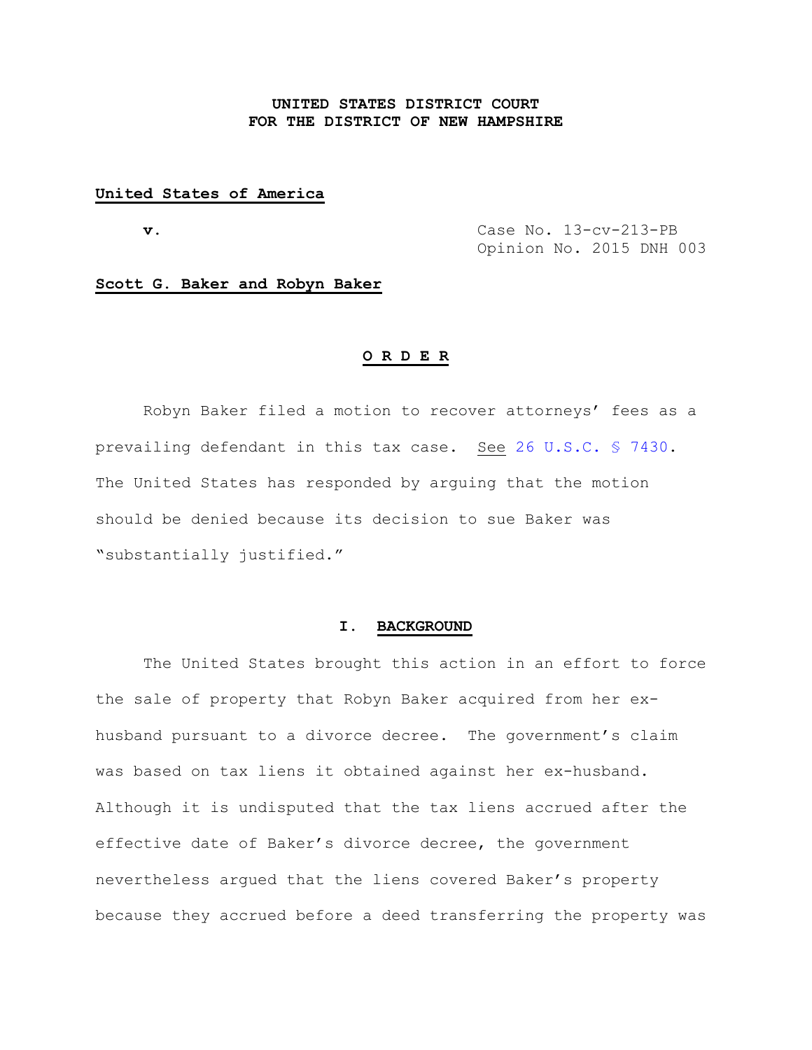**UNITED STATES DISTRICT COURT**
**FOR THE DISTRICT OF NEW HAMPSHIRE**

**United States of America**

**v.** Case No. 13-cv-213-PB
Opinion No. 2015 DNH 003

**Scott G. Baker and Robyn Baker**

**O R D E R**

Robyn Baker filed a motion to recover attorneys' fees as a prevailing defendant in this tax case. See 26 U.S.C. § 7430. The United States has responded by arguing that the motion should be denied because its decision to sue Baker was "substantially justified."

## I. BACKGROUND

The United States brought this action in an effort to force the sale of property that Robyn Baker acquired from her ex-husband pursuant to a divorce decree. The government's claim was based on tax liens it obtained against her ex-husband. Although it is undisputed that the tax liens accrued after the effective date of Baker's divorce decree, the government nevertheless argued that the liens covered Baker's property because they accrued before a deed transferring the property was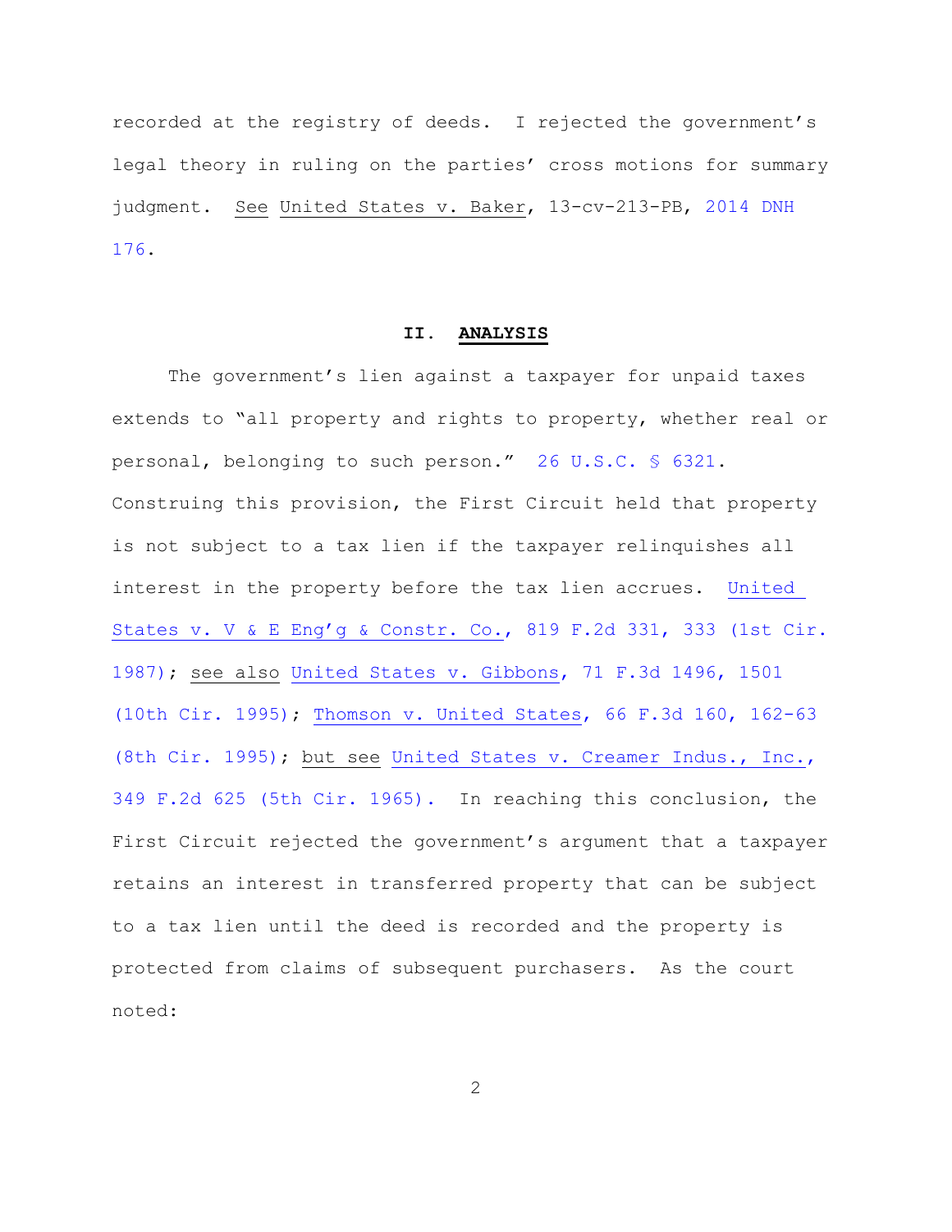recorded at the registry of deeds. I rejected the government's legal theory in ruling on the parties' cross motions for summary judgment. See United States v. Baker, 13-cv-213-PB, 2014 DNH 176.

## II. ANALYSIS

The government's lien against a taxpayer for unpaid taxes extends to "all property and rights to property, whether real or personal, belonging to such person." 26 U.S.C. § 6321. Construing this provision, the First Circuit held that property is not subject to a tax lien if the taxpayer relinquishes all interest in the property before the tax lien accrues. United States v. V & E Eng'g & Constr. Co., 819 F.2d 331, 333 (1st Cir. 1987); see also United States v. Gibbons, 71 F.3d 1496, 1501 (10th Cir. 1995); Thomson v. United States, 66 F.3d 160, 162-63 (8th Cir. 1995); but see United States v. Creamer Indus., Inc., 349 F.2d 625 (5th Cir. 1965). In reaching this conclusion, the First Circuit rejected the government's argument that a taxpayer retains an interest in transferred property that can be subject to a tax lien until the deed is recorded and the property is protected from claims of subsequent purchasers. As the court noted: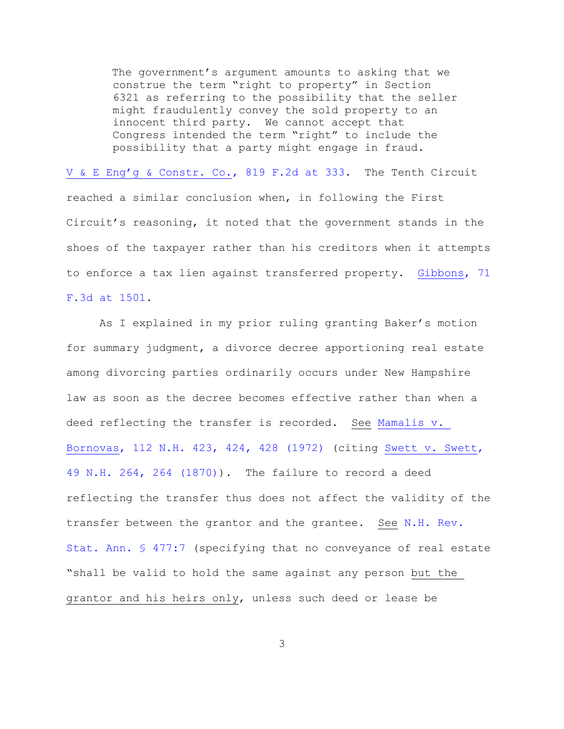> The government's argument amounts to asking that we construe the term "right to property" in Section 6321 as referring to the possibility that the seller might fraudulently convey the sold property to an innocent third party. We cannot accept that Congress intended the term "right" to include the possibility that a party might engage in fraud.

V & E Eng'g & Constr. Co., 819 F.2d at 333. The Tenth Circuit reached a similar conclusion when, in following the First Circuit's reasoning, it noted that the government stands in the shoes of the taxpayer rather than his creditors when it attempts to enforce a tax lien against transferred property. Gibbons, 71 F.3d at 1501.

As I explained in my prior ruling granting Baker's motion for summary judgment, a divorce decree apportioning real estate among divorcing parties ordinarily occurs under New Hampshire law as soon as the decree becomes effective rather than when a deed reflecting the transfer is recorded. See Mamalis v. Bornovas, 112 N.H. 423, 424, 428 (1972) (citing Swett v. Swett, 49 N.H. 264, 264 (1870)). The failure to record a deed reflecting the transfer thus does not affect the validity of the transfer between the grantor and the grantee. See N.H. Rev. Stat. Ann. § 477:7 (specifying that no conveyance of real estate "shall be valid to hold the same against any person but the grantor and his heirs only, unless such deed or lease be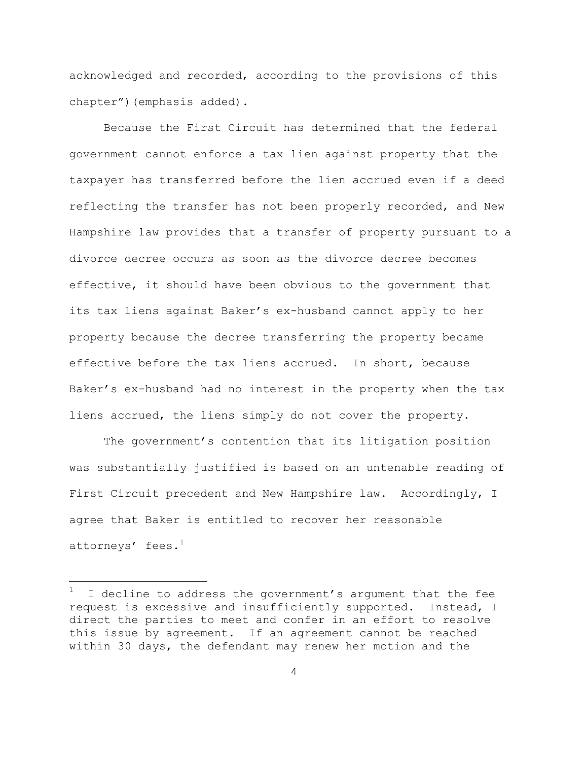acknowledged and recorded, according to the provisions of this chapter")(emphasis added).

Because the First Circuit has determined that the federal government cannot enforce a tax lien against property that the taxpayer has transferred before the lien accrued even if a deed reflecting the transfer has not been properly recorded, and New Hampshire law provides that a transfer of property pursuant to a divorce decree occurs as soon as the divorce decree becomes effective, it should have been obvious to the government that its tax liens against Baker's ex-husband cannot apply to her property because the decree transferring the property became effective before the tax liens accrued. In short, because Baker's ex-husband had no interest in the property when the tax liens accrued, the liens simply do not cover the property.

The government's contention that its litigation position was substantially justified is based on an untenable reading of First Circuit precedent and New Hampshire law. Accordingly, I agree that Baker is entitled to recover her reasonable attorneys' fees.[1]

---

[1] I decline to address the government's argument that the fee request is excessive and insufficiently supported. Instead, I direct the parties to meet and confer in an effort to resolve this issue by agreement. If an agreement cannot be reached within 30 days, the defendant may renew her motion and the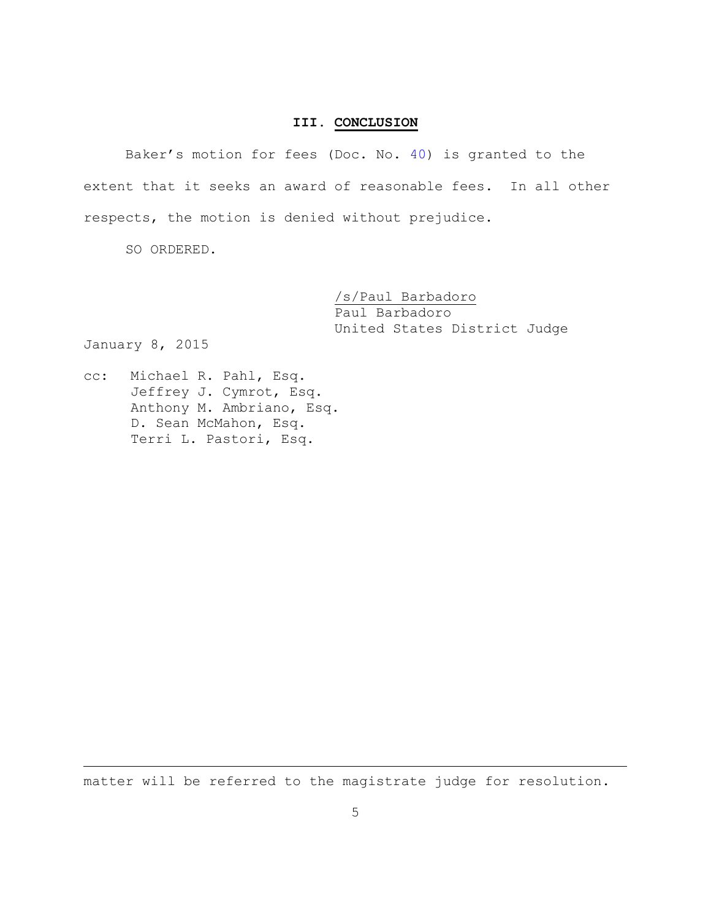## III. CONCLUSION

Baker's motion for fees (Doc. No. 40) is granted to the extent that it seeks an award of reasonable fees. In all other respects, the motion is denied without prejudice.

SO ORDERED.

/s/Paul Barbadoro
Paul Barbadoro
United States District Judge

January 8, 2015

cc: Michael R. Pahl, Esq.
Jeffrey J. Cymrot, Esq.
Anthony M. Ambriano, Esq.
D. Sean McMahon, Esq.
Terri L. Pastori, Esq.

---

matter will be referred to the magistrate judge for resolution.